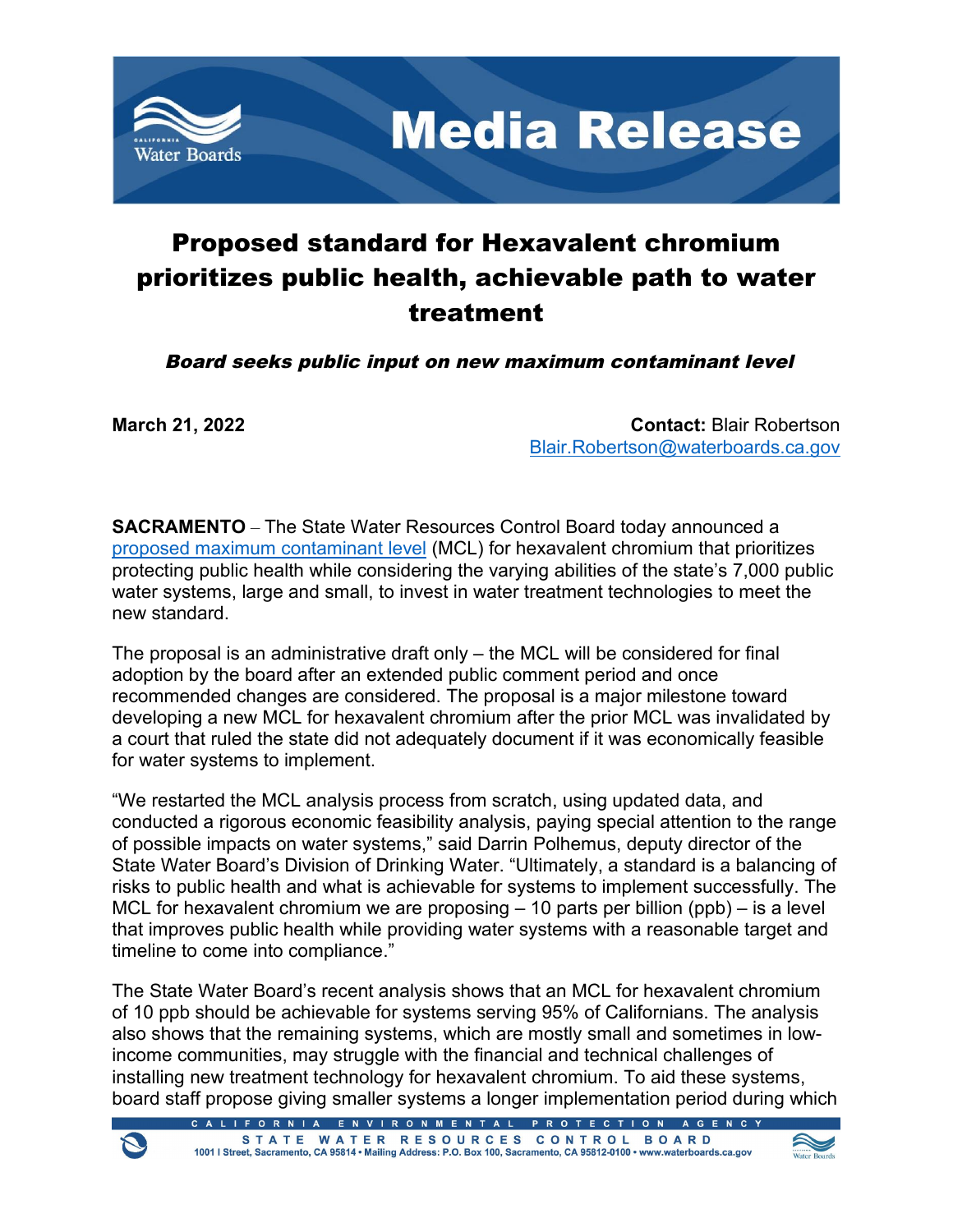# Media Release

## Proposed standard for Hexavalent chromium prioritizes public health, achievable path to water treatment

***Board seeks public input on new maximum contaminant level***

**March 21, 2022**

**Contact:** Blair Robertson
Blair.Robertson@waterboards.ca.gov

**SACRAMENTO** – The State Water Resources Control Board today announced a proposed maximum contaminant level (MCL) for hexavalent chromium that prioritizes protecting public health while considering the varying abilities of the state's 7,000 public water systems, large and small, to invest in water treatment technologies to meet the new standard.

The proposal is an administrative draft only – the MCL will be considered for final adoption by the board after an extended public comment period and once recommended changes are considered. The proposal is a major milestone toward developing a new MCL for hexavalent chromium after the prior MCL was invalidated by a court that ruled the state did not adequately document if it was economically feasible for water systems to implement.

"We restarted the MCL analysis process from scratch, using updated data, and conducted a rigorous economic feasibility analysis, paying special attention to the range of possible impacts on water systems," said Darrin Polhemus, deputy director of the State Water Board's Division of Drinking Water. "Ultimately, a standard is a balancing of risks to public health and what is achievable for systems to implement successfully. The MCL for hexavalent chromium we are proposing – 10 parts per billion (ppb) – is a level that improves public health while providing water systems with a reasonable target and timeline to come into compliance."

The State Water Board's recent analysis shows that an MCL for hexavalent chromium of 10 ppb should be achievable for systems serving 95% of Californians. The analysis also shows that the remaining systems, which are mostly small and sometimes in low-income communities, may struggle with the financial and technical challenges of installing new treatment technology for hexavalent chromium. To aid these systems, board staff propose giving smaller systems a longer implementation period during which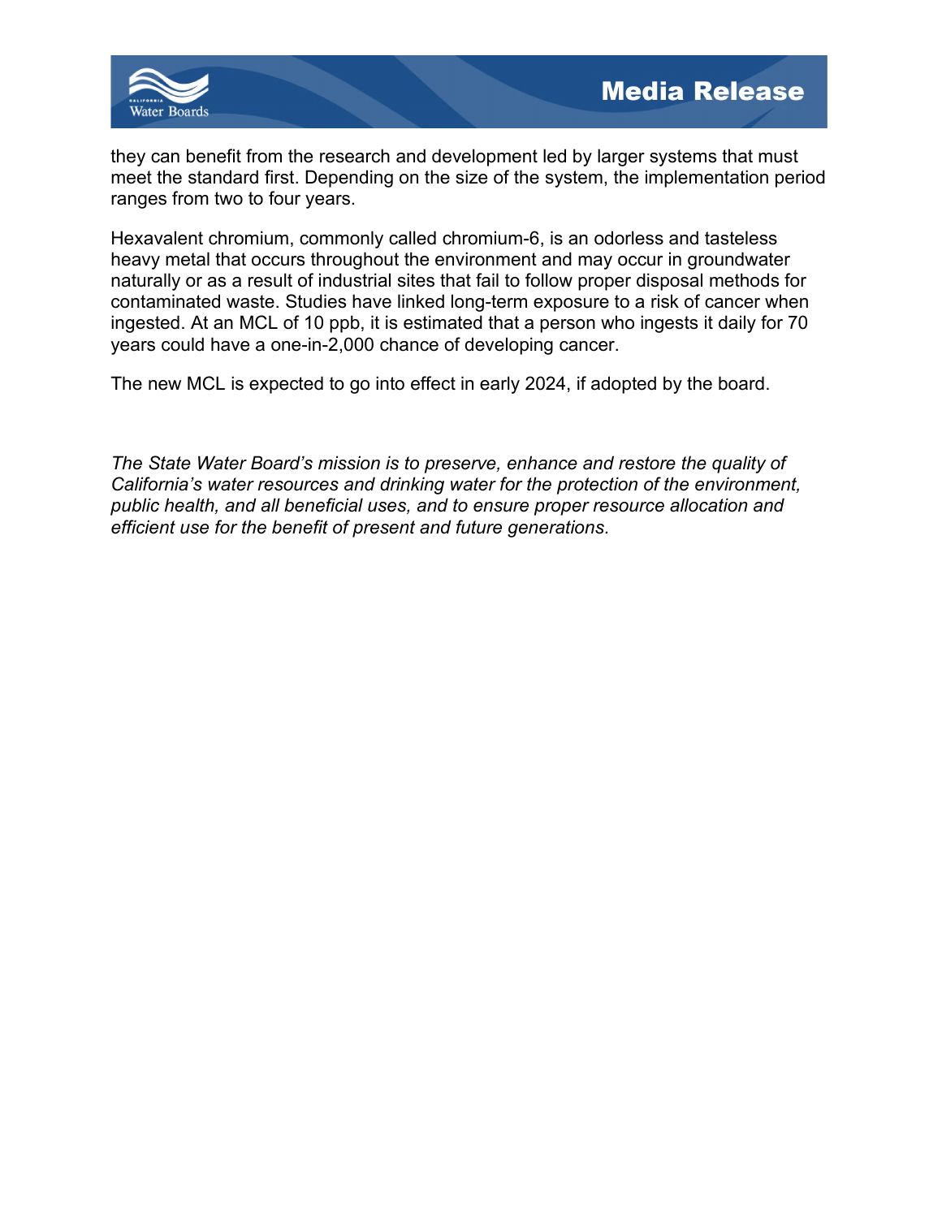they can benefit from the research and development led by larger systems that must meet the standard first. Depending on the size of the system, the implementation period ranges from two to four years.

Hexavalent chromium, commonly called chromium-6, is an odorless and tasteless heavy metal that occurs throughout the environment and may occur in groundwater naturally or as a result of industrial sites that fail to follow proper disposal methods for contaminated waste. Studies have linked long-term exposure to a risk of cancer when ingested. At an MCL of 10 ppb, it is estimated that a person who ingests it daily for 70 years could have a one-in-2,000 chance of developing cancer.

The new MCL is expected to go into effect in early 2024, if adopted by the board.

*The State Water Board's mission is to preserve, enhance and restore the quality of California's water resources and drinking water for the protection of the environment, public health, and all beneficial uses, and to ensure proper resource allocation and efficient use for the benefit of present and future generations.*